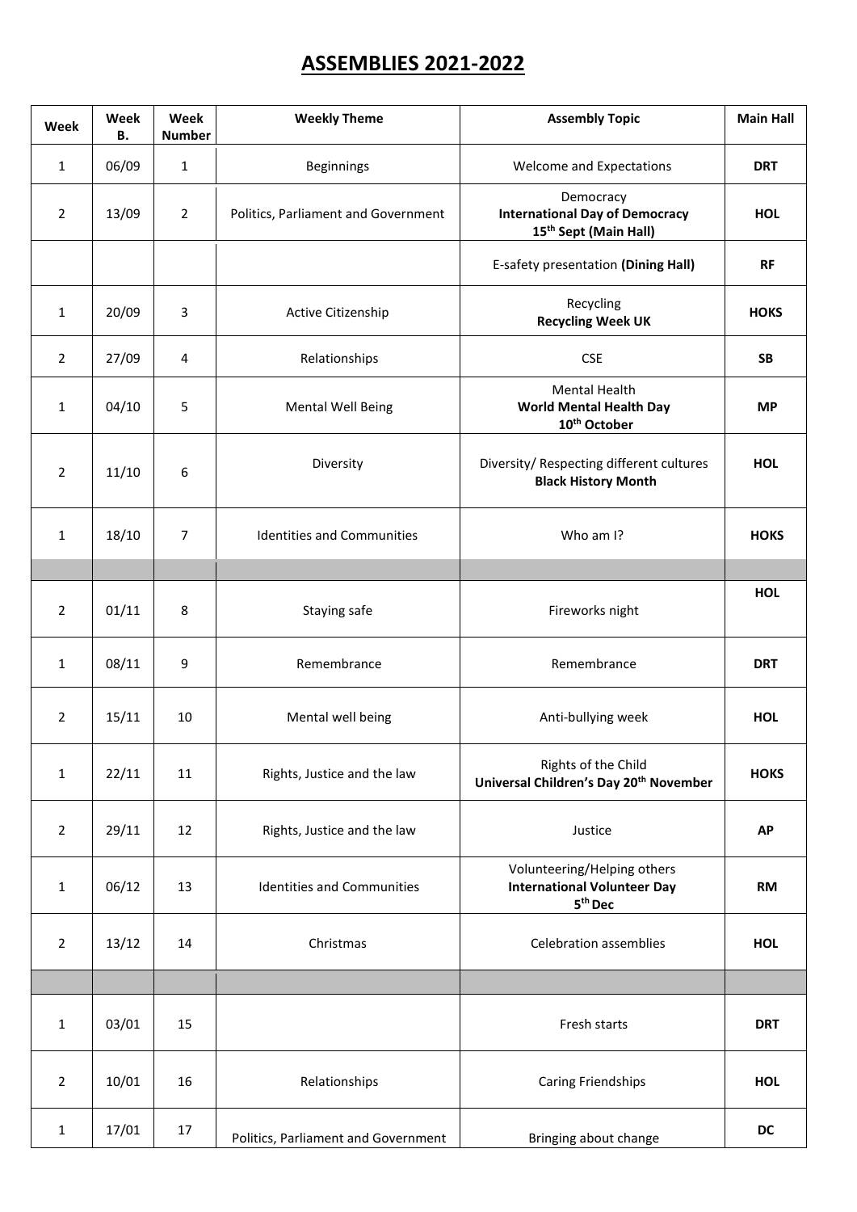# ASSEMBLIES 2021-2022

| Week | Week B. | Week Number | Weekly Theme | Assembly Topic | Main Hall |
|---|---|---|---|---|---|
| 1 | 06/09 | 1 | Beginnings | Welcome and Expectations | **DRT** |
| 2 | 13/09 | 2 | Politics, Parliament and Government | Democracy **International Day of Democracy 15th Sept (Main Hall)** | **HOL** |
| | | | | E-safety presentation **(Dining Hall)** | **RF** |
| 1 | 20/09 | 3 | Active Citizenship | Recycling **Recycling Week UK** | **HOKS** |
| 2 | 27/09 | 4 | Relationships | CSE | **SB** |
| 1 | 04/10 | 5 | Mental Well Being | Mental Health **World Mental Health Day 10th October** | **MP** |
| 2 | 11/10 | 6 | Diversity | Diversity/ Respecting different cultures **Black History Month** | **HOL** |
| 1 | 18/10 | 7 | Identities and Communities | Who am I? | **HOKS** |
| | | | | | |
| 2 | 01/11 | 8 | Staying safe | Fireworks night | **HOL** |
| 1 | 08/11 | 9 | Remembrance | Remembrance | **DRT** |
| 2 | 15/11 | 10 | Mental well being | Anti-bullying week | **HOL** |
| 1 | 22/11 | 11 | Rights, Justice and the law | Rights of the Child **Universal Children's Day 20th November** | **HOKS** |
| 2 | 29/11 | 12 | Rights, Justice and the law | Justice | **AP** |
| 1 | 06/12 | 13 | Identities and Communities | Volunteering/Helping others **International Volunteer Day 5th Dec** | **RM** |
| 2 | 13/12 | 14 | Christmas | Celebration assemblies | **HOL** |
| | | | | | |
| 1 | 03/01 | 15 | | Fresh starts | **DRT** |
| 2 | 10/01 | 16 | Relationships | Caring Friendships | **HOL** |
| 1 | 17/01 | 17 | Politics, Parliament and Government | Bringing about change | **DC** |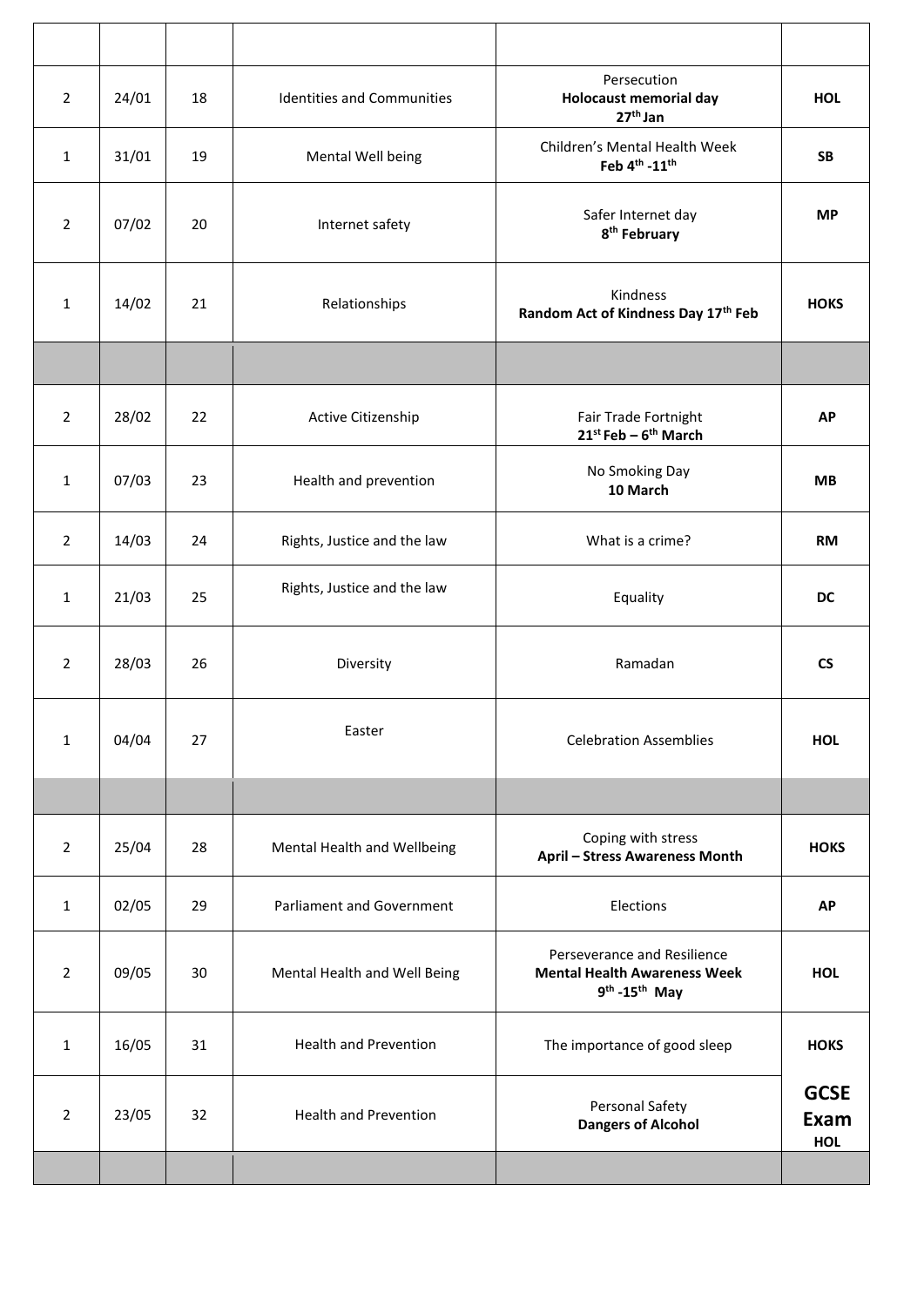| | | | | | |
|---|---|---|---|---|---|
| 2 | 24/01 | 18 | Identities and Communities | Persecution **Holocaust memorial day 27th Jan** | **HOL** |
| 1 | 31/01 | 19 | Mental Well being | Children's Mental Health Week **Feb 4th -11th** | **SB** |
| 2 | 07/02 | 20 | Internet safety | Safer Internet day **8th February** | **MP** |
| 1 | 14/02 | 21 | Relationships | Kindness **Random Act of Kindness Day 17th Feb** | **HOKS** |
| | | | | | |
| 2 | 28/02 | 22 | Active Citizenship | Fair Trade Fortnight **21st Feb – 6th March** | **AP** |
| 1 | 07/03 | 23 | Health and prevention | No Smoking Day **10 March** | **MB** |
| 2 | 14/03 | 24 | Rights, Justice and the law | What is a crime? | **RM** |
| 1 | 21/03 | 25 | Rights, Justice and the law | Equality | **DC** |
| 2 | 28/03 | 26 | Diversity | Ramadan | **CS** |
| 1 | 04/04 | 27 | Easter | Celebration Assemblies | **HOL** |
| | | | | | |
| 2 | 25/04 | 28 | Mental Health and Wellbeing | Coping with stress **April – Stress Awareness Month** | **HOKS** |
| 1 | 02/05 | 29 | Parliament and Government | Elections | **AP** |
| 2 | 09/05 | 30 | Mental Health and Well Being | Perseverance and Resilience **Mental Health Awareness Week 9th -15th May** | **HOL** |
| 1 | 16/05 | 31 | Health and Prevention | The importance of good sleep | **HOKS** |
| 2 | 23/05 | 32 | Health and Prevention | Personal Safety **Dangers of Alcohol** | **GCSE Exam HOL** |
| | | | | | |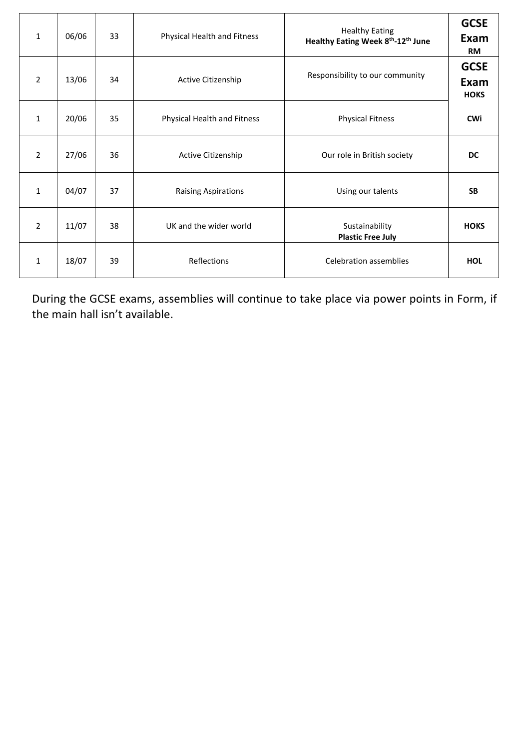| | | | | | |
|---|---|---|---|---|---|
| 1 | 06/06 | 33 | Physical Health and Fitness | Healthy Eating **Healthy Eating Week 8th-12th June** | **GCSE Exam RM** |
| 2 | 13/06 | 34 | Active Citizenship | Responsibility to our community | **GCSE Exam HOKS** |
| 1 | 20/06 | 35 | Physical Health and Fitness | Physical Fitness | **CWi** |
| 2 | 27/06 | 36 | Active Citizenship | Our role in British society | **DC** |
| 1 | 04/07 | 37 | Raising Aspirations | Using our talents | **SB** |
| 2 | 11/07 | 38 | UK and the wider world | Sustainability **Plastic Free July** | **HOKS** |
| 1 | 18/07 | 39 | Reflections | Celebration assemblies | **HOL** |

During the GCSE exams, assemblies will continue to take place via power points in Form, if the main hall isn't available.